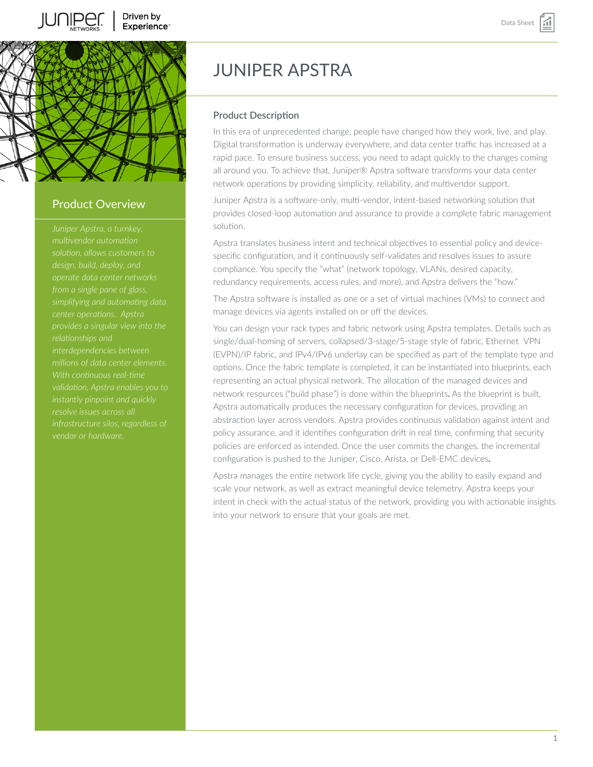# JUNIPER APSTRA

## Product Overview

*Juniper Apstra, a turnkey, multivendor automation solution, allows customers to design, build, deploy, and operate data center networks from a single pane of glass, simplifying and automating data center operations. Apstra provides a singular view into the relationships and interdependencies between millions of data center elements. With continuous real-time validation, Apstra enables you to instantly pinpoint and quickly resolve issues across all infrastructure silos, regardless of vendor or hardware.*

## Product Description

In this era of unprecedented change, people have changed how they work, live, and play. Digital transformation is underway everywhere, and data center traffic has increased at a rapid pace. To ensure business success, you need to adapt quickly to the changes coming all around you. To achieve that, Juniper® Apstra software transforms your data center network operations by providing simplicity, reliability, and multivendor support.

Juniper Apstra is a software-only, multi-vendor, intent-based networking solution that provides closed-loop automation and assurance to provide a complete fabric management solution.

Apstra translates business intent and technical objectives to essential policy and device-specific configuration, and it continuously self-validates and resolves issues to assure compliance. You specify the "what" (network topology, VLANs, desired capacity, redundancy requirements, access rules, and more), and Apstra delivers the "how."

The Apstra software is installed as one or a set of virtual machines (VMs) to connect and manage devices via agents installed on or off the devices.

You can design your rack types and fabric network using Apstra templates. Details such as single/dual-homing of servers, collapsed/3-stage/5-stage style of fabric, Ethernet VPN (EVPN)/IP fabric, and IPv4/IPv6 underlay can be specified as part of the template type and options. Once the fabric template is completed, it can be instantiated into blueprints, each representing an actual physical network. The allocation of the managed devices and network resources ("build phase") is done within the blueprints**.** As the blueprint is built, Apstra automatically produces the necessary configuration for devices, providing an abstraction layer across vendors. Apstra provides continuous validation against intent and policy assurance, and it identifies configuration drift in real time, confirming that security policies are enforced as intended. Once the user commits the changes, the incremental configuration is pushed to the Juniper, Cisco, Arista, or Dell-EMC devices**.**

Apstra manages the entire network life cycle, giving you the ability to easily expand and scale your network, as well as extract meaningful device telemetry. Apstra keeps your intent in check with the actual status of the network, providing you with actionable insights into your network to ensure that your goals are met.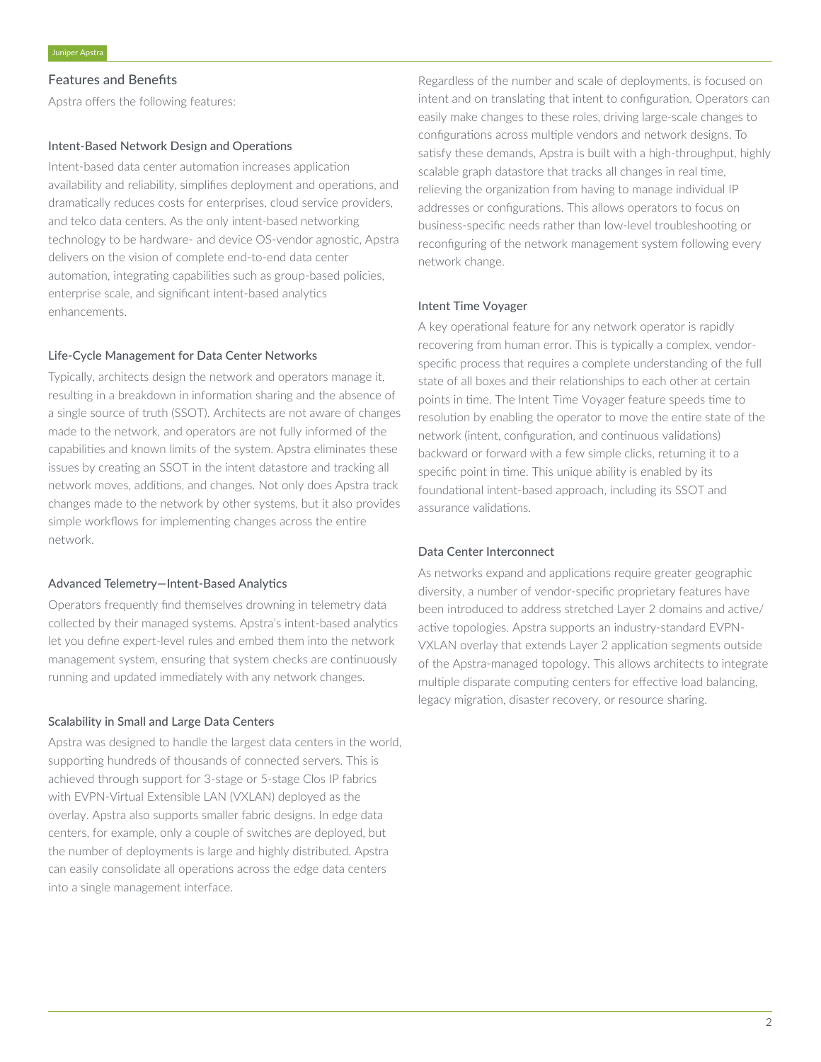## Features and Benefits

Apstra offers the following features:

### Intent-Based Network Design and Operations

Intent-based data center automation increases application availability and reliability, simplifies deployment and operations, and dramatically reduces costs for enterprises, cloud service providers, and telco data centers. As the only intent-based networking technology to be hardware- and device OS-vendor agnostic, Apstra delivers on the vision of complete end-to-end data center automation, integrating capabilities such as group-based policies, enterprise scale, and significant intent-based analytics enhancements.

### Life-Cycle Management for Data Center Networks

Typically, architects design the network and operators manage it, resulting in a breakdown in information sharing and the absence of a single source of truth (SSOT). Architects are not aware of changes made to the network, and operators are not fully informed of the capabilities and known limits of the system. Apstra eliminates these issues by creating an SSOT in the intent datastore and tracking all network moves, additions, and changes. Not only does Apstra track changes made to the network by other systems, but it also provides simple workflows for implementing changes across the entire network.

### Advanced Telemetry—Intent-Based Analytics

Operators frequently find themselves drowning in telemetry data collected by their managed systems. Apstra's intent-based analytics let you define expert-level rules and embed them into the network management system, ensuring that system checks are continuously running and updated immediately with any network changes.

### Scalability in Small and Large Data Centers

Apstra was designed to handle the largest data centers in the world, supporting hundreds of thousands of connected servers. This is achieved through support for 3-stage or 5-stage Clos IP fabrics with EVPN-Virtual Extensible LAN (VXLAN) deployed as the overlay. Apstra also supports smaller fabric designs. In edge data centers, for example, only a couple of switches are deployed, but the number of deployments is large and highly distributed. Apstra can easily consolidate all operations across the edge data centers into a single management interface.

Regardless of the number and scale of deployments, is focused on intent and on translating that intent to configuration. Operators can easily make changes to these roles, driving large-scale changes to configurations across multiple vendors and network designs. To satisfy these demands, Apstra is built with a high-throughput, highly scalable graph datastore that tracks all changes in real time, relieving the organization from having to manage individual IP addresses or configurations. This allows operators to focus on business-specific needs rather than low-level troubleshooting or reconfiguring of the network management system following every network change.

### Intent Time Voyager

A key operational feature for any network operator is rapidly recovering from human error. This is typically a complex, vendor-specific process that requires a complete understanding of the full state of all boxes and their relationships to each other at certain points in time. The Intent Time Voyager feature speeds time to resolution by enabling the operator to move the entire state of the network (intent, configuration, and continuous validations) backward or forward with a few simple clicks, returning it to a specific point in time. This unique ability is enabled by its foundational intent-based approach, including its SSOT and assurance validations.

### Data Center Interconnect

As networks expand and applications require greater geographic diversity, a number of vendor-specific proprietary features have been introduced to address stretched Layer 2 domains and active/active topologies. Apstra supports an industry-standard EVPN-VXLAN overlay that extends Layer 2 application segments outside of the Apstra-managed topology. This allows architects to integrate multiple disparate computing centers for effective load balancing, legacy migration, disaster recovery, or resource sharing.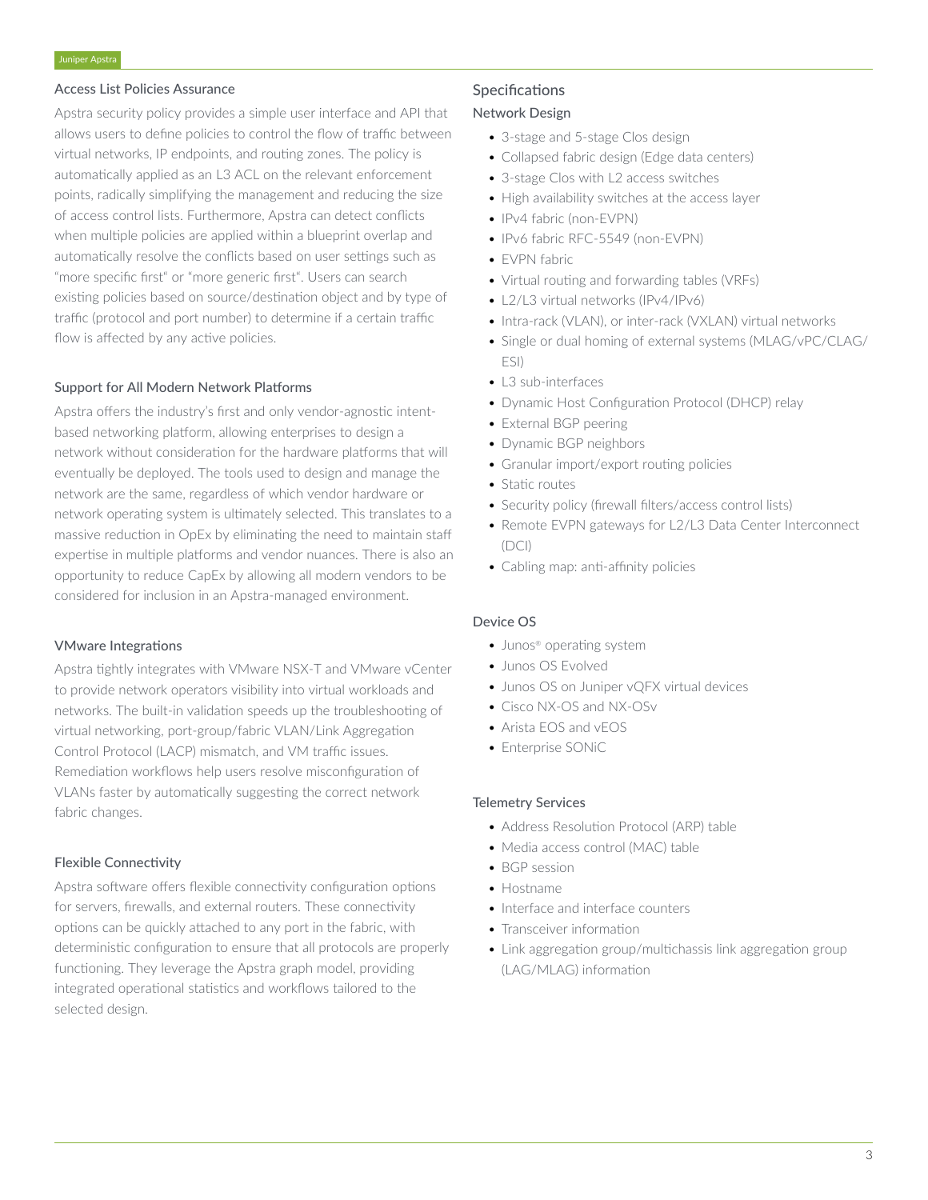### Access List Policies Assurance

Apstra security policy provides a simple user interface and API that allows users to define policies to control the flow of traffic between virtual networks, IP endpoints, and routing zones. The policy is automatically applied as an L3 ACL on the relevant enforcement points, radically simplifying the management and reducing the size of access control lists. Furthermore, Apstra can detect conflicts when multiple policies are applied within a blueprint overlap and automatically resolve the conflicts based on user settings such as "more specific first" or "more generic first". Users can search existing policies based on source/destination object and by type of traffic (protocol and port number) to determine if a certain traffic flow is affected by any active policies.

### Support for All Modern Network Platforms

Apstra offers the industry's first and only vendor-agnostic intent-based networking platform, allowing enterprises to design a network without consideration for the hardware platforms that will eventually be deployed. The tools used to design and manage the network are the same, regardless of which vendor hardware or network operating system is ultimately selected. This translates to a massive reduction in OpEx by eliminating the need to maintain staff expertise in multiple platforms and vendor nuances. There is also an opportunity to reduce CapEx by allowing all modern vendors to be considered for inclusion in an Apstra-managed environment.

### VMware Integrations

Apstra tightly integrates with VMware NSX-T and VMware vCenter to provide network operators visibility into virtual workloads and networks. The built-in validation speeds up the troubleshooting of virtual networking, port-group/fabric VLAN/Link Aggregation Control Protocol (LACP) mismatch, and VM traffic issues. Remediation workflows help users resolve misconfiguration of VLANs faster by automatically suggesting the correct network fabric changes.

### Flexible Connectivity

Apstra software offers flexible connectivity configuration options for servers, firewalls, and external routers. These connectivity options can be quickly attached to any port in the fabric, with deterministic configuration to ensure that all protocols are properly functioning. They leverage the Apstra graph model, providing integrated operational statistics and workflows tailored to the selected design.

## Specifications

### Network Design

- 3-stage and 5-stage Clos design
- Collapsed fabric design (Edge data centers)
- 3-stage Clos with L2 access switches
- High availability switches at the access layer
- IPv4 fabric (non-EVPN)
- IPv6 fabric RFC-5549 (non-EVPN)
- EVPN fabric
- Virtual routing and forwarding tables (VRFs)
- L2/L3 virtual networks (IPv4/IPv6)
- Intra-rack (VLAN), or inter-rack (VXLAN) virtual networks
- Single or dual homing of external systems (MLAG/vPC/CLAG/ESI)
- L3 sub-interfaces
- Dynamic Host Configuration Protocol (DHCP) relay
- External BGP peering
- Dynamic BGP neighbors
- Granular import/export routing policies
- Static routes
- Security policy (firewall filters/access control lists)
- Remote EVPN gateways for L2/L3 Data Center Interconnect (DCI)
- Cabling map: anti-affinity policies

### Device OS

- Junos® operating system
- Junos OS Evolved
- Junos OS on Juniper vQFX virtual devices
- Cisco NX-OS and NX-OSv
- Arista EOS and vEOS
- Enterprise SONiC

### Telemetry Services

- Address Resolution Protocol (ARP) table
- Media access control (MAC) table
- BGP session
- Hostname
- Interface and interface counters
- Transceiver information
- Link aggregation group/multichassis link aggregation group (LAG/MLAG) information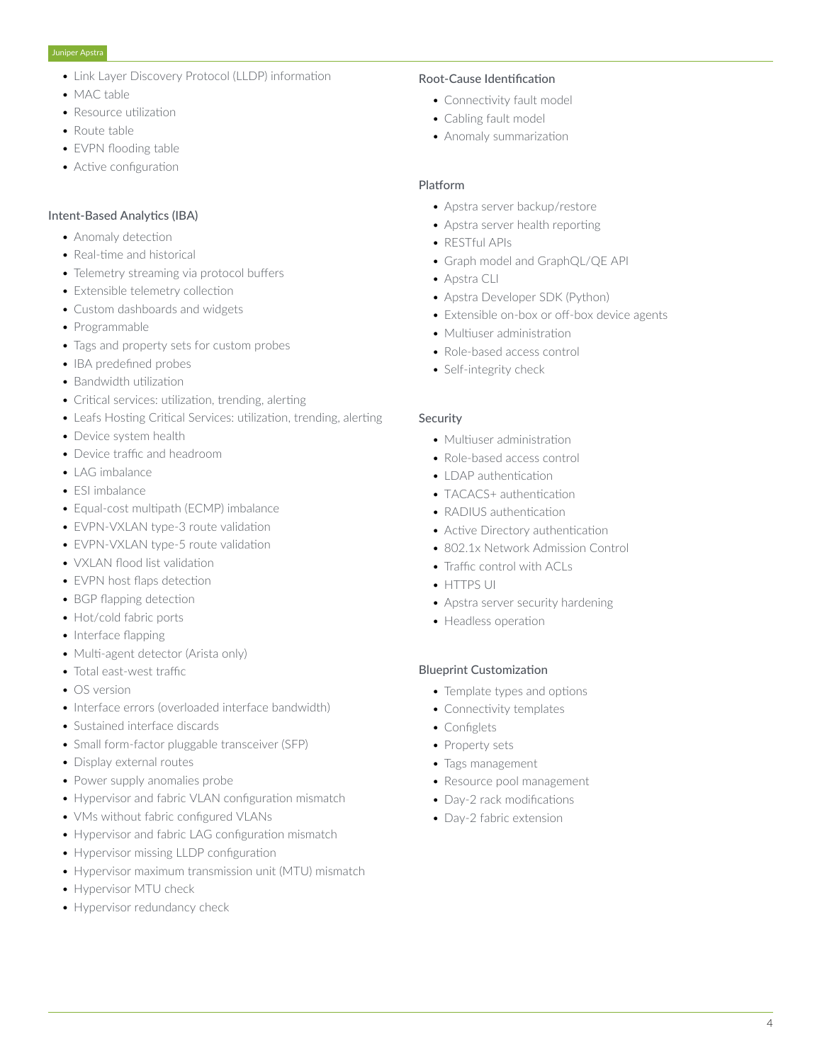- Link Layer Discovery Protocol (LLDP) information
- MAC table
- Resource utilization
- Route table
- EVPN flooding table
- Active configuration

### Intent-Based Analytics (IBA)

- Anomaly detection
- Real-time and historical
- Telemetry streaming via protocol buffers
- Extensible telemetry collection
- Custom dashboards and widgets
- Programmable
- Tags and property sets for custom probes
- IBA predefined probes
- Bandwidth utilization
- Critical services: utilization, trending, alerting
- Leafs Hosting Critical Services: utilization, trending, alerting
- Device system health
- Device traffic and headroom
- LAG imbalance
- ESI imbalance
- Equal-cost multipath (ECMP) imbalance
- EVPN-VXLAN type-3 route validation
- EVPN-VXLAN type-5 route validation
- VXLAN flood list validation
- EVPN host flaps detection
- BGP flapping detection
- Hot/cold fabric ports
- Interface flapping
- Multi-agent detector (Arista only)
- Total east-west traffic
- OS version
- Interface errors (overloaded interface bandwidth)
- Sustained interface discards
- Small form-factor pluggable transceiver (SFP)
- Display external routes
- Power supply anomalies probe
- Hypervisor and fabric VLAN configuration mismatch
- VMs without fabric configured VLANs
- Hypervisor and fabric LAG configuration mismatch
- Hypervisor missing LLDP configuration
- Hypervisor maximum transmission unit (MTU) mismatch
- Hypervisor MTU check
- Hypervisor redundancy check

### Root-Cause Identification

- Connectivity fault model
- Cabling fault model
- Anomaly summarization

### Platform

- Apstra server backup/restore
- Apstra server health reporting
- RESTful APIs
- Graph model and GraphQL/QE API
- Apstra CLI
- Apstra Developer SDK (Python)
- Extensible on-box or off-box device agents
- Multiuser administration
- Role-based access control
- Self-integrity check

### Security

- Multiuser administration
- Role-based access control
- LDAP authentication
- TACACS+ authentication
- RADIUS authentication
- Active Directory authentication
- 802.1x Network Admission Control
- Traffic control with ACLs
- HTTPS UI
- Apstra server security hardening
- Headless operation

### Blueprint Customization

- Template types and options
- Connectivity templates
- Configlets
- Property sets
- Tags management
- Resource pool management
- Day-2 rack modifications
- Day-2 fabric extension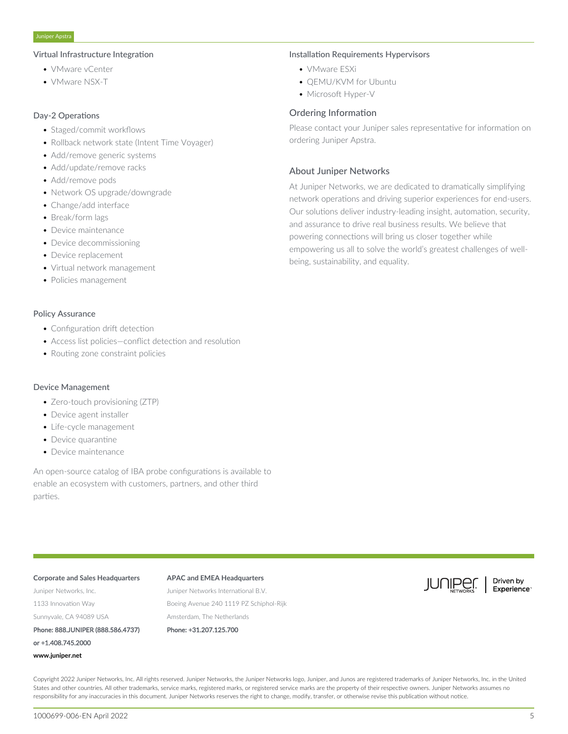### Virtual Infrastructure Integration

- VMware vCenter
- VMware NSX-T

### Day-2 Operations

- Staged/commit workflows
- Rollback network state (Intent Time Voyager)
- Add/remove generic systems
- Add/update/remove racks
- Add/remove pods
- Network OS upgrade/downgrade
- Change/add interface
- Break/form lags
- Device maintenance
- Device decommissioning
- Device replacement
- Virtual network management
- Policies management

### Policy Assurance

- Configuration drift detection
- Access list policies—conflict detection and resolution
- Routing zone constraint policies

### Device Management

- Zero-touch provisioning (ZTP)
- Device agent installer
- Life-cycle management
- Device quarantine
- Device maintenance

An open-source catalog of IBA probe configurations is available to enable an ecosystem with customers, partners, and other third parties.

### Installation Requirements Hypervisors

- VMware ESXi
- QEMU/KVM for Ubuntu
- Microsoft Hyper-V

## Ordering Information

Please contact your Juniper sales representative for information on ordering Juniper Apstra.

## About Juniper Networks

At Juniper Networks, we are dedicated to dramatically simplifying network operations and driving superior experiences for end-users. Our solutions deliver industry-leading insight, automation, security, and assurance to drive real business results. We believe that powering connections will bring us closer together while empowering us all to solve the world's greatest challenges of well-being, sustainability, and equality.

**Corporate and Sales Headquarters**
Juniper Networks, Inc.
1133 Innovation Way
Sunnyvale, CA 94089 USA
**Phone: 888.JUNIPER (888.586.4737)**
**or +1.408.745.2000**
**www.juniper.net**

**APAC and EMEA Headquarters**
Juniper Networks International B.V.
Boeing Avenue 240 1119 PZ Schiphol-Rijk
Amsterdam, The Netherlands
**Phone: +31.207.125.700**

Driven by Experience

Copyright 2022 Juniper Networks, Inc. All rights reserved. Juniper Networks, the Juniper Networks logo, Juniper, and Junos are registered trademarks of Juniper Networks, Inc. in the United States and other countries. All other trademarks, service marks, registered marks, or registered service marks are the property of their respective owners. Juniper Networks assumes no responsibility for any inaccuracies in this document. Juniper Networks reserves the right to change, modify, transfer, or otherwise revise this publication without notice.

1000699-006-EN April 2022